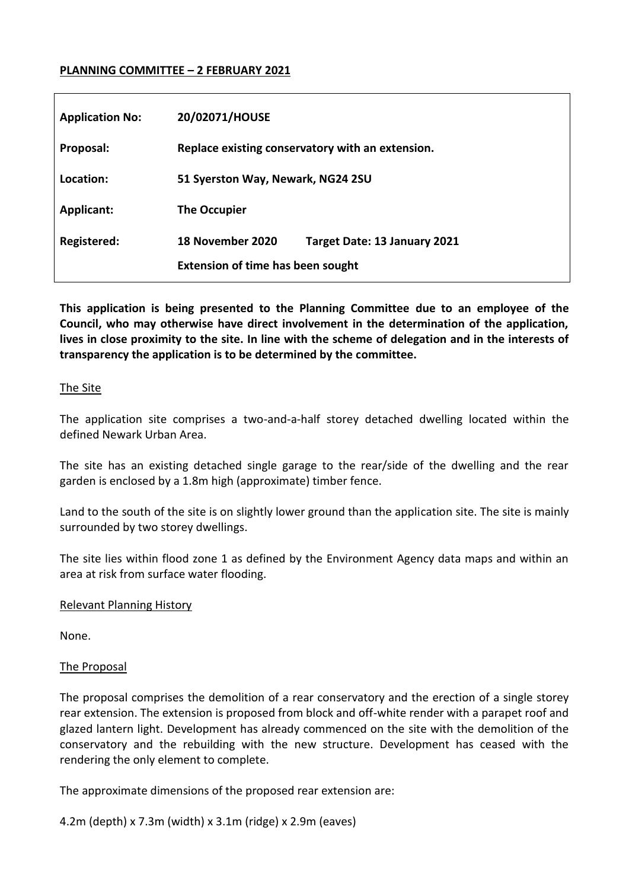**PLANNING COMMITTEE – 2 FEBRUARY 2021**

| | |
|---|---|
| **Application No:** | **20/02071/HOUSE** |
| **Proposal:** | **Replace existing conservatory with an extension.** |
| **Location:** | **51 Syerston Way, Newark, NG24 2SU** |
| **Applicant:** | **The Occupier** |
| **Registered:** | **18 November 2020 Target Date: 13 January 2021** <br> **Extension of time has been sought** |

**This application is being presented to the Planning Committee due to an employee of the Council, who may otherwise have direct involvement in the determination of the application, lives in close proximity to the site. In line with the scheme of delegation and in the interests of transparency the application is to be determined by the committee.**

## The Site

The application site comprises a two-and-a-half storey detached dwelling located within the defined Newark Urban Area.

The site has an existing detached single garage to the rear/side of the dwelling and the rear garden is enclosed by a 1.8m high (approximate) timber fence.

Land to the south of the site is on slightly lower ground than the application site. The site is mainly surrounded by two storey dwellings.

The site lies within flood zone 1 as defined by the Environment Agency data maps and within an area at risk from surface water flooding.

## Relevant Planning History

None.

## The Proposal

The proposal comprises the demolition of a rear conservatory and the erection of a single storey rear extension. The extension is proposed from block and off-white render with a parapet roof and glazed lantern light. Development has already commenced on the site with the demolition of the conservatory and the rebuilding with the new structure. Development has ceased with the rendering the only element to complete.

The approximate dimensions of the proposed rear extension are:

4.2m (depth) x 7.3m (width) x 3.1m (ridge) x 2.9m (eaves)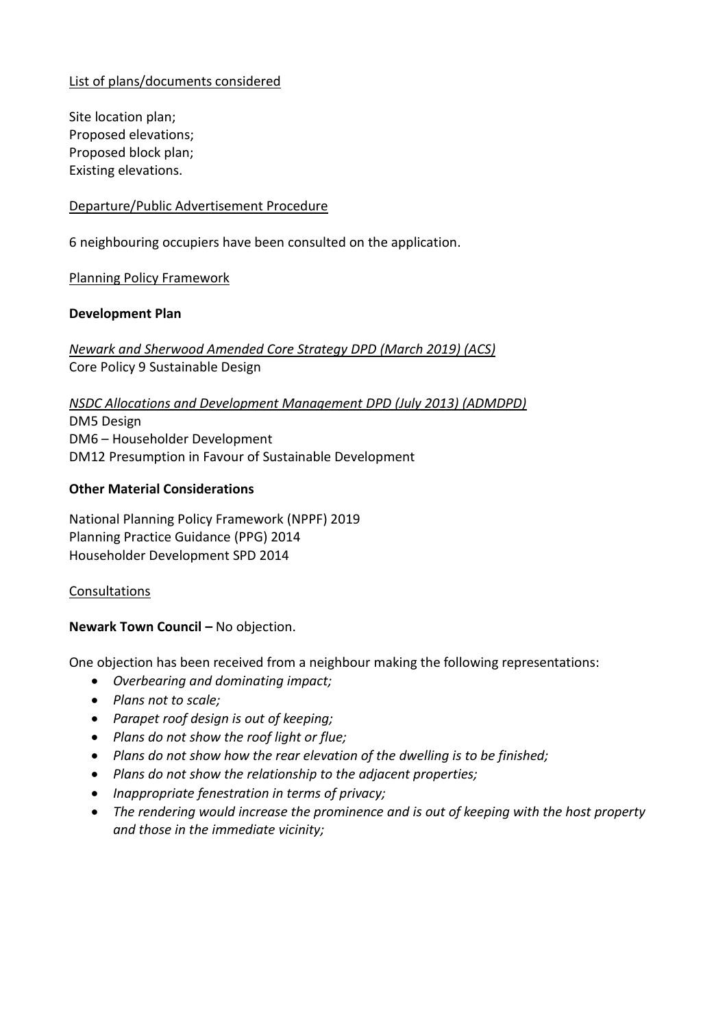List of plans/documents considered

Site location plan;
Proposed elevations;
Proposed block plan;
Existing elevations.

Departure/Public Advertisement Procedure

6 neighbouring occupiers have been consulted on the application.

Planning Policy Framework

**Development Plan**

*Newark and Sherwood Amended Core Strategy DPD (March 2019) (ACS)*
Core Policy 9 Sustainable Design

*NSDC Allocations and Development Management DPD (July 2013) (ADMDPD)*
DM5 Design
DM6 – Householder Development
DM12 Presumption in Favour of Sustainable Development

**Other Material Considerations**

National Planning Policy Framework (NPPF) 2019
Planning Practice Guidance (PPG) 2014
Householder Development SPD 2014

Consultations

**Newark Town Council –** No objection.

One objection has been received from a neighbour making the following representations:

- *Overbearing and dominating impact;*
- *Plans not to scale;*
- *Parapet roof design is out of keeping;*
- *Plans do not show the roof light or flue;*
- *Plans do not show how the rear elevation of the dwelling is to be finished;*
- *Plans do not show the relationship to the adjacent properties;*
- *Inappropriate fenestration in terms of privacy;*
- *The rendering would increase the prominence and is out of keeping with the host property and those in the immediate vicinity;*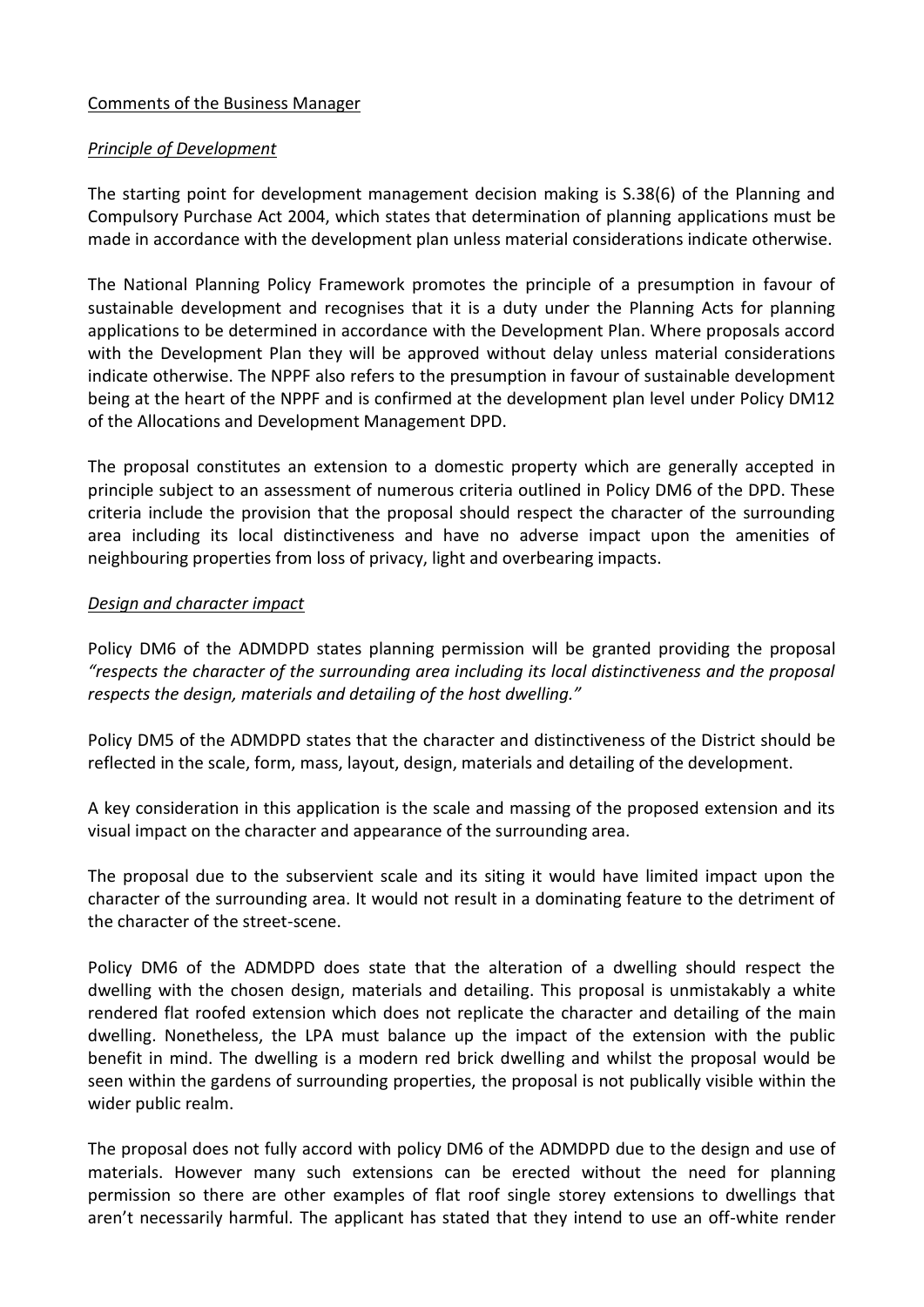Comments of the Business Manager

*Principle of Development*

The starting point for development management decision making is S.38(6) of the Planning and Compulsory Purchase Act 2004, which states that determination of planning applications must be made in accordance with the development plan unless material considerations indicate otherwise.

The National Planning Policy Framework promotes the principle of a presumption in favour of sustainable development and recognises that it is a duty under the Planning Acts for planning applications to be determined in accordance with the Development Plan. Where proposals accord with the Development Plan they will be approved without delay unless material considerations indicate otherwise. The NPPF also refers to the presumption in favour of sustainable development being at the heart of the NPPF and is confirmed at the development plan level under Policy DM12 of the Allocations and Development Management DPD.

The proposal constitutes an extension to a domestic property which are generally accepted in principle subject to an assessment of numerous criteria outlined in Policy DM6 of the DPD. These criteria include the provision that the proposal should respect the character of the surrounding area including its local distinctiveness and have no adverse impact upon the amenities of neighbouring properties from loss of privacy, light and overbearing impacts.

*Design and character impact*

Policy DM6 of the ADMDPD states planning permission will be granted providing the proposal *"respects the character of the surrounding area including its local distinctiveness and the proposal respects the design, materials and detailing of the host dwelling."*

Policy DM5 of the ADMDPD states that the character and distinctiveness of the District should be reflected in the scale, form, mass, layout, design, materials and detailing of the development.

A key consideration in this application is the scale and massing of the proposed extension and its visual impact on the character and appearance of the surrounding area.

The proposal due to the subservient scale and its siting it would have limited impact upon the character of the surrounding area. It would not result in a dominating feature to the detriment of the character of the street-scene.

Policy DM6 of the ADMDPD does state that the alteration of a dwelling should respect the dwelling with the chosen design, materials and detailing. This proposal is unmistakably a white rendered flat roofed extension which does not replicate the character and detailing of the main dwelling. Nonetheless, the LPA must balance up the impact of the extension with the public benefit in mind. The dwelling is a modern red brick dwelling and whilst the proposal would be seen within the gardens of surrounding properties, the proposal is not publically visible within the wider public realm.

The proposal does not fully accord with policy DM6 of the ADMDPD due to the design and use of materials. However many such extensions can be erected without the need for planning permission so there are other examples of flat roof single storey extensions to dwellings that aren't necessarily harmful. The applicant has stated that they intend to use an off-white render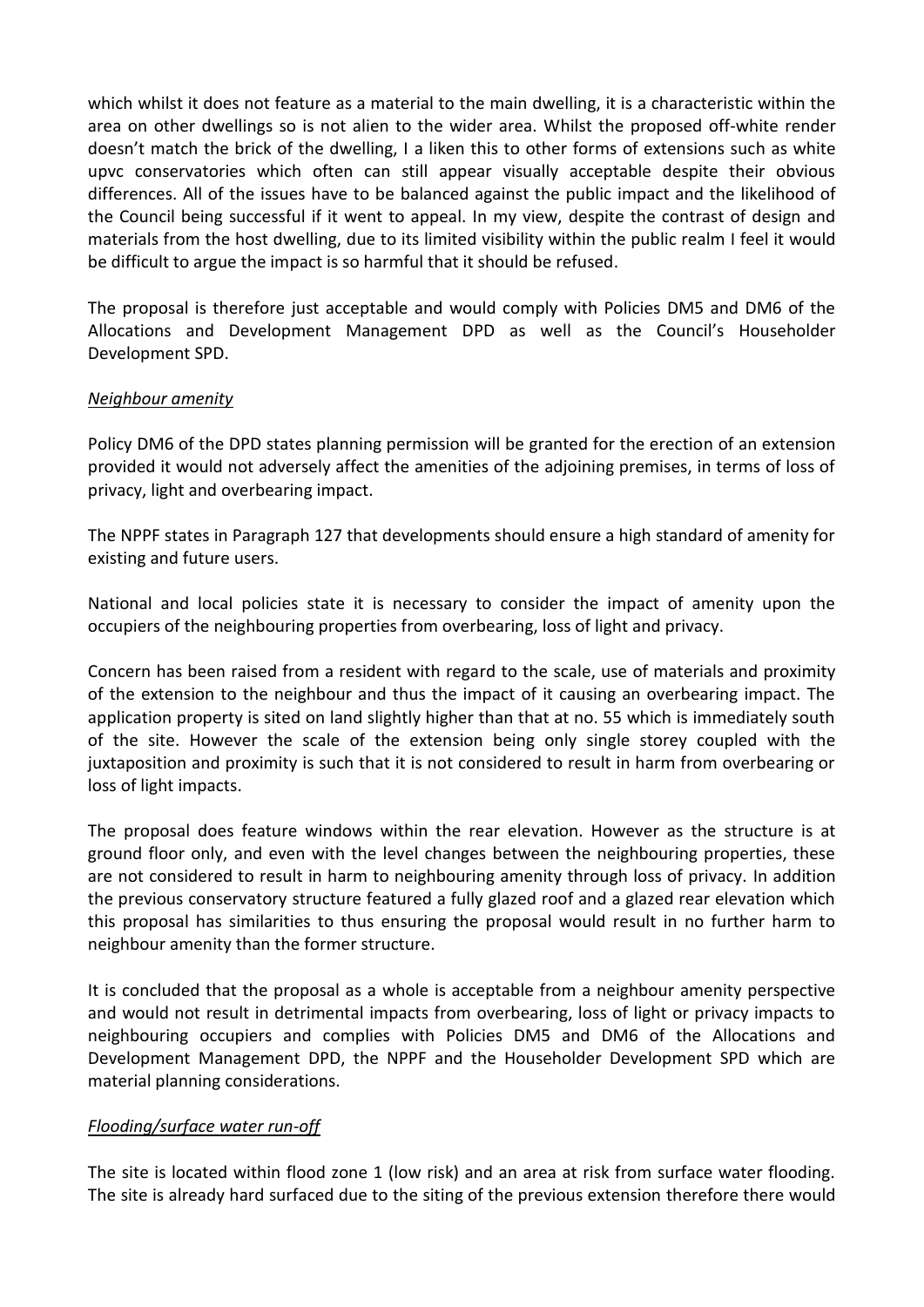which whilst it does not feature as a material to the main dwelling, it is a characteristic within the area on other dwellings so is not alien to the wider area. Whilst the proposed off-white render doesn't match the brick of the dwelling, I a liken this to other forms of extensions such as white upvc conservatories which often can still appear visually acceptable despite their obvious differences. All of the issues have to be balanced against the public impact and the likelihood of the Council being successful if it went to appeal. In my view, despite the contrast of design and materials from the host dwelling, due to its limited visibility within the public realm I feel it would be difficult to argue the impact is so harmful that it should be refused.

The proposal is therefore just acceptable and would comply with Policies DM5 and DM6 of the Allocations and Development Management DPD as well as the Council's Householder Development SPD.

*Neighbour amenity*

Policy DM6 of the DPD states planning permission will be granted for the erection of an extension provided it would not adversely affect the amenities of the adjoining premises, in terms of loss of privacy, light and overbearing impact.

The NPPF states in Paragraph 127 that developments should ensure a high standard of amenity for existing and future users.

National and local policies state it is necessary to consider the impact of amenity upon the occupiers of the neighbouring properties from overbearing, loss of light and privacy.

Concern has been raised from a resident with regard to the scale, use of materials and proximity of the extension to the neighbour and thus the impact of it causing an overbearing impact. The application property is sited on land slightly higher than that at no. 55 which is immediately south of the site. However the scale of the extension being only single storey coupled with the juxtaposition and proximity is such that it is not considered to result in harm from overbearing or loss of light impacts.

The proposal does feature windows within the rear elevation. However as the structure is at ground floor only, and even with the level changes between the neighbouring properties, these are not considered to result in harm to neighbouring amenity through loss of privacy. In addition the previous conservatory structure featured a fully glazed roof and a glazed rear elevation which this proposal has similarities to thus ensuring the proposal would result in no further harm to neighbour amenity than the former structure.

It is concluded that the proposal as a whole is acceptable from a neighbour amenity perspective and would not result in detrimental impacts from overbearing, loss of light or privacy impacts to neighbouring occupiers and complies with Policies DM5 and DM6 of the Allocations and Development Management DPD, the NPPF and the Householder Development SPD which are material planning considerations.

*Flooding/surface water run-off*

The site is located within flood zone 1 (low risk) and an area at risk from surface water flooding. The site is already hard surfaced due to the siting of the previous extension therefore there would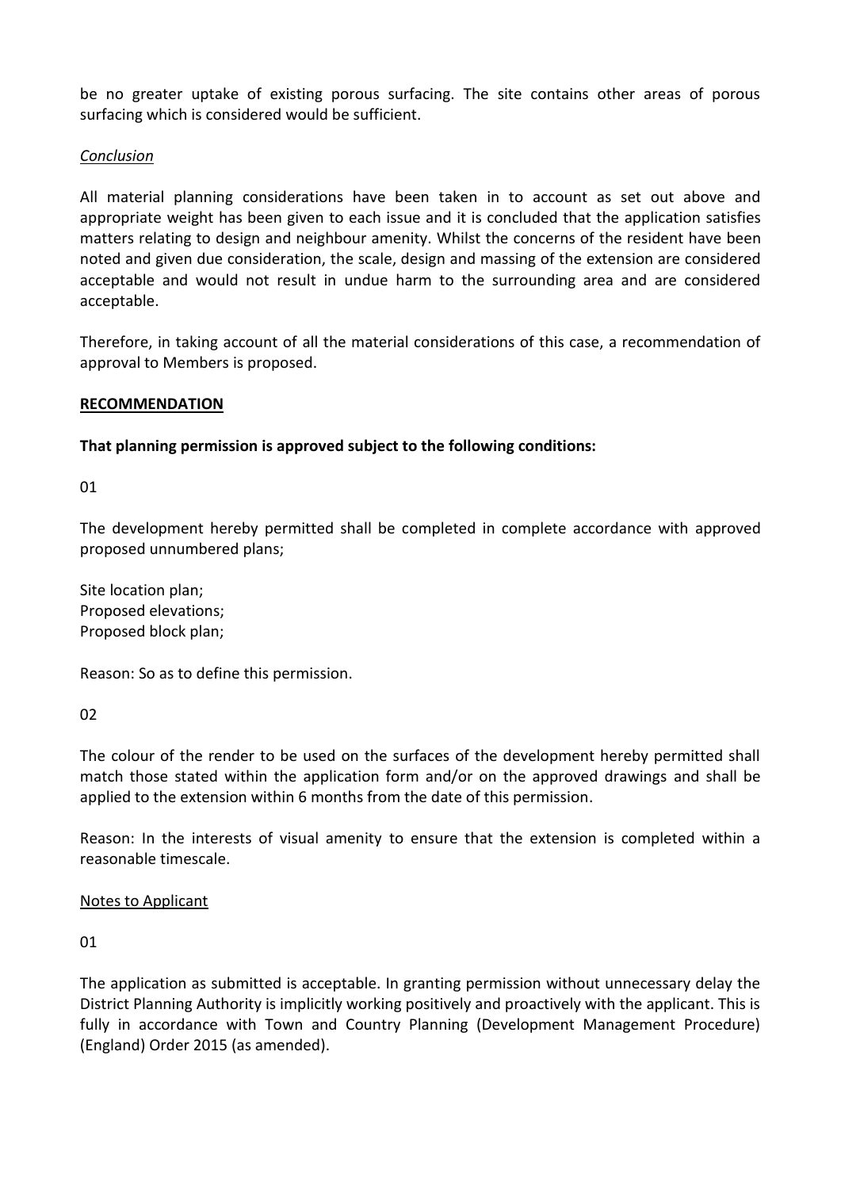be no greater uptake of existing porous surfacing. The site contains other areas of porous surfacing which is considered would be sufficient.

*Conclusion*

All material planning considerations have been taken in to account as set out above and appropriate weight has been given to each issue and it is concluded that the application satisfies matters relating to design and neighbour amenity. Whilst the concerns of the resident have been noted and given due consideration, the scale, design and massing of the extension are considered acceptable and would not result in undue harm to the surrounding area and are considered acceptable.

Therefore, in taking account of all the material considerations of this case, a recommendation of approval to Members is proposed.

**RECOMMENDATION**

**That planning permission is approved subject to the following conditions:**

01

The development hereby permitted shall be completed in complete accordance with approved proposed unnumbered plans;

Site location plan;
Proposed elevations;
Proposed block plan;

Reason: So as to define this permission.

02

The colour of the render to be used on the surfaces of the development hereby permitted shall match those stated within the application form and/or on the approved drawings and shall be applied to the extension within 6 months from the date of this permission.

Reason: In the interests of visual amenity to ensure that the extension is completed within a reasonable timescale.

Notes to Applicant

01

The application as submitted is acceptable. In granting permission without unnecessary delay the District Planning Authority is implicitly working positively and proactively with the applicant. This is fully in accordance with Town and Country Planning (Development Management Procedure) (England) Order 2015 (as amended).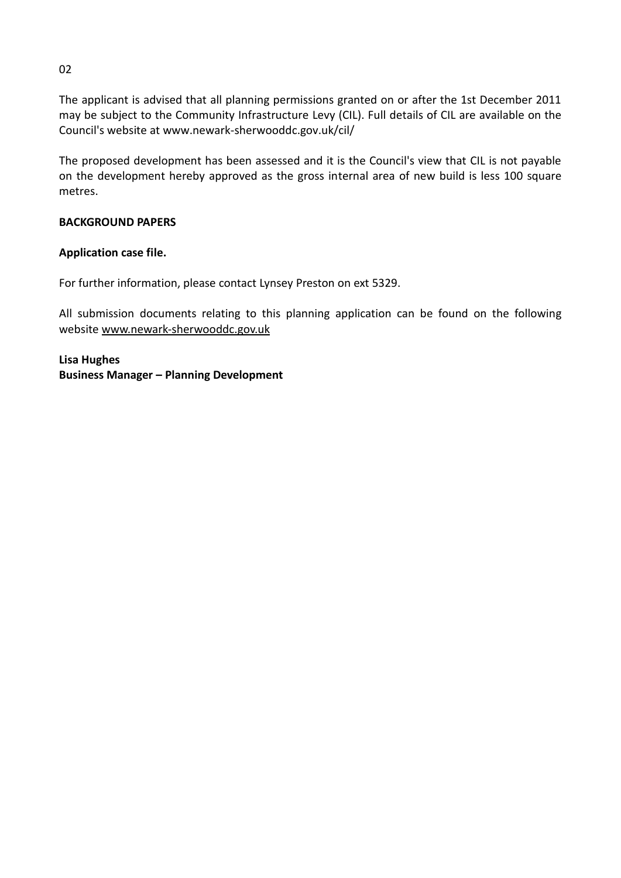02

The applicant is advised that all planning permissions granted on or after the 1st December 2011 may be subject to the Community Infrastructure Levy (CIL). Full details of CIL are available on the Council's website at www.newark-sherwooddc.gov.uk/cil/

The proposed development has been assessed and it is the Council's view that CIL is not payable on the development hereby approved as the gross internal area of new build is less 100 square metres.

**BACKGROUND PAPERS**

**Application case file.**

For further information, please contact Lynsey Preston on ext 5329.

All submission documents relating to this planning application can be found on the following website www.newark-sherwooddc.gov.uk

**Lisa Hughes**
**Business Manager – Planning Development**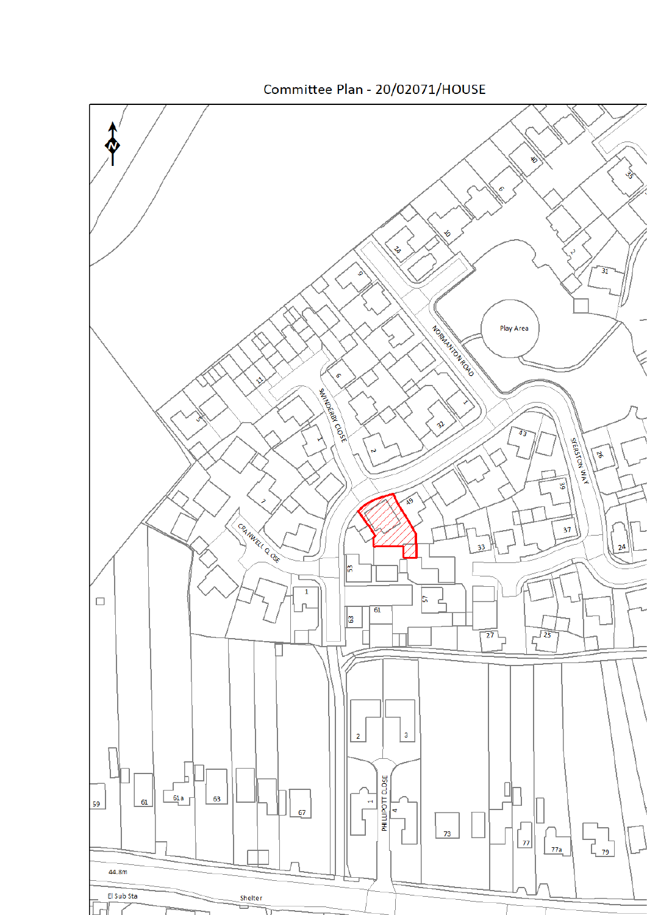# Committee Plan - 20/02071/HOUSE

N

Play Area

NORMANTON ROAD

SWINDERBY CLOSE

SYERSTON WAY

CRANWELL CLOSE

PHILLIPOTT CLOSE

44.8m

El Sub Sta

Shelter

40

35

6

10

14

9

2

31

6

11

1

32

5

2

26

43

1

39

7

49

37

33

24

53

1

57

61

63

27

25

2

3

1

4

73

59

61

61a

63

67

77

77a

79